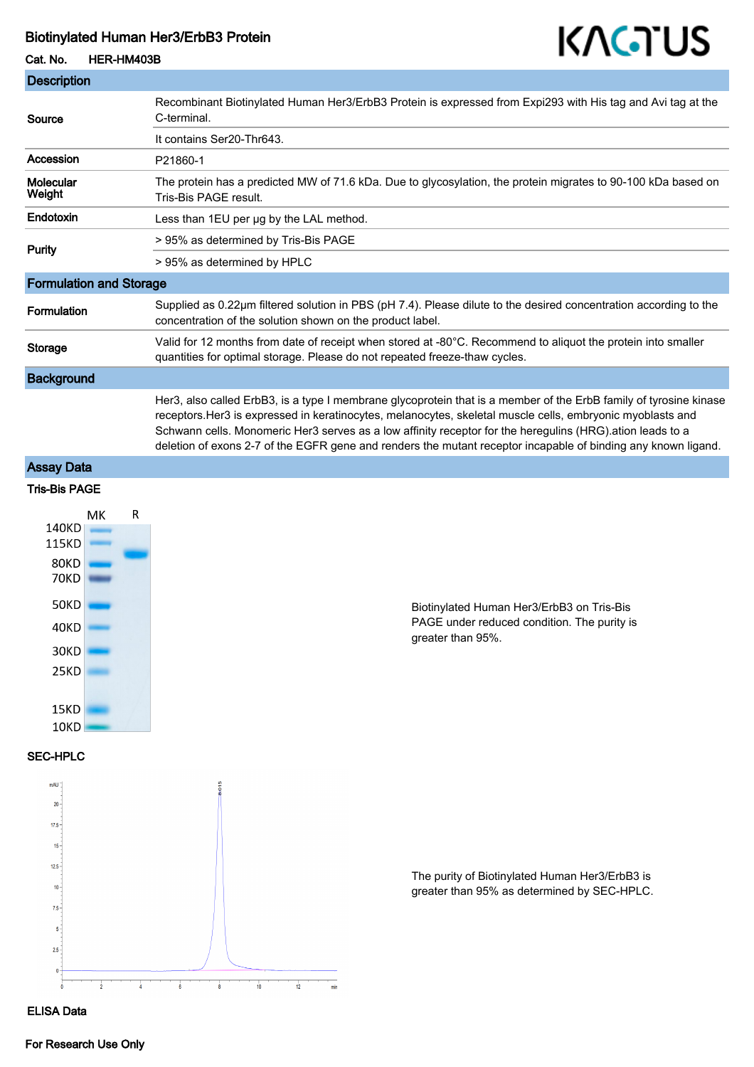# Biotinylated Human Her3/ErbB3 Protein

**Cat. No.** HER-HM403B

KACTUS

## Description

| | |
|---|---|
| **Source** | Recombinant Biotinylated Human Her3/ErbB3 Protein is expressed from Expi293 with His tag and Avi tag at the C-terminal. |
| | It contains Ser20-Thr643. |
| **Accession** | P21860-1 |
| **Molecular Weight** | The protein has a predicted MW of 71.6 kDa. Due to glycosylation, the protein migrates to 90-100 kDa based on Tris-Bis PAGE result. |
| **Endotoxin** | Less than 1EU per μg by the LAL method. |
| **Purity** | > 95% as determined by Tris-Bis PAGE |
| | > 95% as determined by HPLC |

## Formulation and Storage

| | |
|---|---|
| **Formulation** | Supplied as 0.22μm filtered solution in PBS (pH 7.4). Please dilute to the desired concentration according to the concentration of the solution shown on the product label. |
| **Storage** | Valid for 12 months from date of receipt when stored at -80°C. Recommend to aliquot the protein into smaller quantities for optimal storage. Please do not repeated freeze-thaw cycles. |

## Background

Her3, also called ErbB3, is a type I membrane glycoprotein that is a member of the ErbB family of tyrosine kinase receptors.Her3 is expressed in keratinocytes, melanocytes, skeletal muscle cells, embryonic myoblasts and Schwann cells. Monomeric Her3 serves as a low affinity receptor for the heregulins (HRG).ation leads to a deletion of exons 2-7 of the EGFR gene and renders the mutant receptor incapable of binding any known ligand.

## Assay Data

### Tris-Bis PAGE

Biotinylated Human Her3/ErbB3 on Tris-Bis PAGE under reduced condition. The purity is greater than 95%.

### SEC-HPLC

The purity of Biotinylated Human Her3/ErbB3 is greater than 95% as determined by SEC-HPLC.

### ELISA Data

For Research Use Only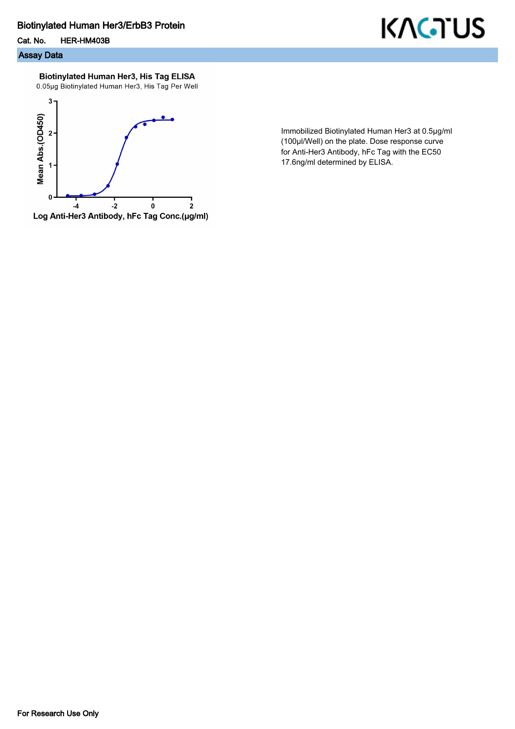# Biotinylated Human Her3/ErbB3 Protein

Cat. No. HER-HM403B

## Assay Data

**Biotinylated Human Her3, His Tag ELISA**

0.05μg Biotinylated Human Her3, His Tag Per Well

Mean Abs.(OD450)

3

2

1

0

-4

-2

0

2

Log Anti-Her3 Antibody, hFc Tag Conc.(μg/ml)

Immobilized Biotinylated Human Her3 at 0.5μg/ml (100μl/Well) on the plate. Dose response curve for Anti-Her3 Antibody, hFc Tag with the EC50 17.6ng/ml determined by ELISA.

For Research Use Only